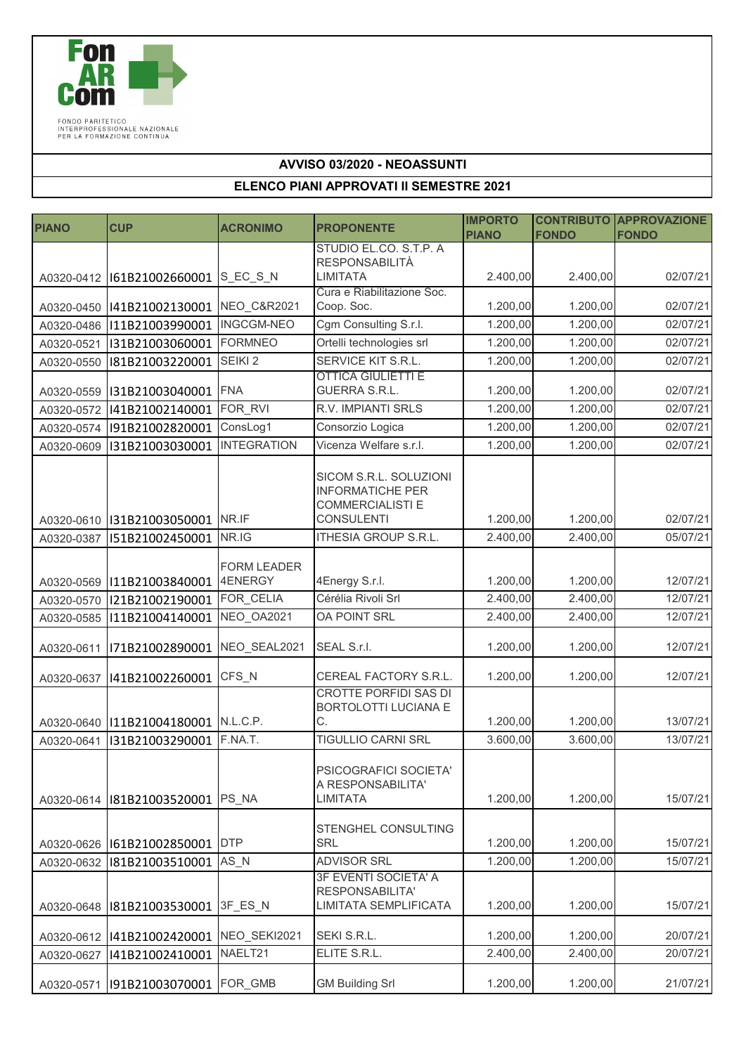FonARCom

FONDO PARITETICO INTERPROFESSIONALE NAZIONALE PER LA FORMAZIONE CONTINUA

## AVVISO 03/2020 - NEOASSUNTI

## ELENCO PIANI APPROVATI II SEMESTRE 2021

| PIANO | CUP | ACRONIMO | PROPONENTE | IMPORTO PIANO | CONTRIBUTO FONDO | APPROVAZIONE FONDO |
|---|---|---|---|---|---|---|
| A0320-0412 | I61B21002660001 | S_EC_S_N | STUDIO EL.CO. S.T.P. A RESPONSABILITÀ LIMITATA | 2.400,00 | 2.400,00 | 02/07/21 |
| A0320-0450 | I41B21002130001 | NEO_C&R2021 | Cura e Riabilitazione Soc. Coop. Soc. | 1.200,00 | 1.200,00 | 02/07/21 |
| A0320-0486 | I11B21003990001 | INGCGM-NEO | Cgm Consulting S.r.l. | 1.200,00 | 1.200,00 | 02/07/21 |
| A0320-0521 | I31B21003060001 | FORMNEO | Ortelli technologies srl | 1.200,00 | 1.200,00 | 02/07/21 |
| A0320-0550 | I81B21003220001 | SEIKI 2 | SERVICE KIT S.R.L. | 1.200,00 | 1.200,00 | 02/07/21 |
| A0320-0559 | I31B21003040001 | FNA | OTTICA GIULIETTI E GUERRA S.R.L. | 1.200,00 | 1.200,00 | 02/07/21 |
| A0320-0572 | I41B21002140001 | FOR_RVI | R.V. IMPIANTI SRLS | 1.200,00 | 1.200,00 | 02/07/21 |
| A0320-0574 | I91B21002820001 | ConsLog1 | Consorzio Logica | 1.200,00 | 1.200,00 | 02/07/21 |
| A0320-0609 | I31B21003030001 | INTEGRATION | Vicenza Welfare s.r.l. | 1.200,00 | 1.200,00 | 02/07/21 |
| A0320-0610 | I31B21003050001 | NR.IF | SICOM S.R.L. SOLUZIONI INFORMATICHE PER COMMERCIALISTI E CONSULENTI | 1.200,00 | 1.200,00 | 02/07/21 |
| A0320-0387 | I51B21002450001 | NR.IG | ITHESIA GROUP S.R.L. | 2.400,00 | 2.400,00 | 05/07/21 |
| A0320-0569 | I11B21003840001 | FORM LEADER 4ENERGY | 4Energy S.r.l. | 1.200,00 | 1.200,00 | 12/07/21 |
| A0320-0570 | I21B21002190001 | FOR_CELIA | Cérélia Rivoli Srl | 2.400,00 | 2.400,00 | 12/07/21 |
| A0320-0585 | I11B21004140001 | NEO_OA2021 | OA POINT SRL | 2.400,00 | 2.400,00 | 12/07/21 |
| A0320-0611 | I71B21002890001 | NEO_SEAL2021 | SEAL S.r.l. | 1.200,00 | 1.200,00 | 12/07/21 |
| A0320-0637 | I41B21002260001 | CFS_N | CEREAL FACTORY S.R.L. | 1.200,00 | 1.200,00 | 12/07/21 |
| A0320-0640 | I11B21004180001 | N.L.C.P. | CROTTE PORFIDI SAS DI BORTOLOTTI LUCIANA E C. | 1.200,00 | 1.200,00 | 13/07/21 |
| A0320-0641 | I31B21003290001 | F.NA.T. | TIGULLIO CARNI SRL | 3.600,00 | 3.600,00 | 13/07/21 |
| A0320-0614 | I81B21003520001 | PS_NA | PSICOGRAFICI SOCIETA' A RESPONSABILITA' LIMITATA | 1.200,00 | 1.200,00 | 15/07/21 |
| A0320-0626 | I61B21002850001 | DTP | STENGHEL CONSULTING SRL | 1.200,00 | 1.200,00 | 15/07/21 |
| A0320-0632 | I81B21003510001 | AS_N | ADVISOR SRL | 1.200,00 | 1.200,00 | 15/07/21 |
| A0320-0648 | I81B21003530001 | 3F_ES_N | 3F EVENTI SOCIETA' A RESPONSABILITA' LIMITATA SEMPLIFICATA | 1.200,00 | 1.200,00 | 15/07/21 |
| A0320-0612 | I41B21002420001 | NEO_SEKI2021 | SEKI S.R.L. | 1.200,00 | 1.200,00 | 20/07/21 |
| A0320-0627 | I41B21002410001 | NAELT21 | ELITE S.R.L. | 2.400,00 | 2.400,00 | 20/07/21 |
| A0320-0571 | I91B21003070001 | FOR_GMB | GM Building Srl | 1.200,00 | 1.200,00 | 21/07/21 |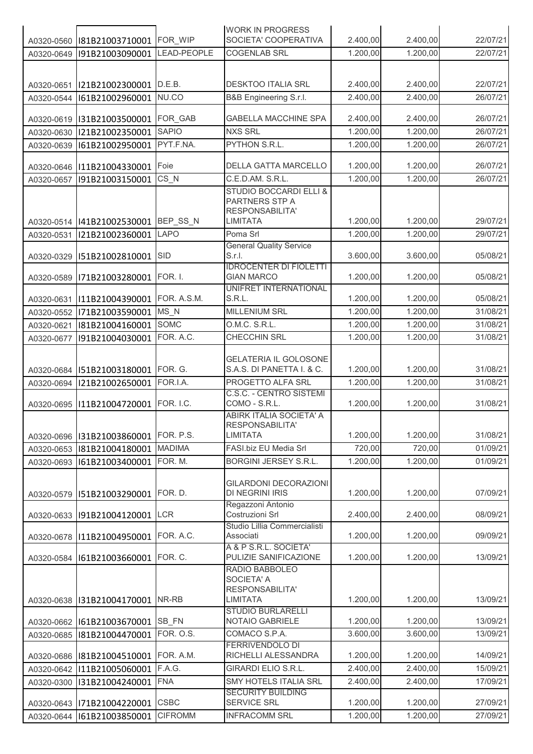| | | | | | | |
|---|---|---|---|---|---|---|
| A0320-0560 | I81B21003710001 | FOR_WIP | WORK IN PROGRESS SOCIETA' COOPERATIVA | 2.400,00 | 2.400,00 | 22/07/21 |
| A0320-0649 | I91B21003090001 | LEAD-PEOPLE | COGENLAB SRL | 1.200,00 | 1.200,00 | 22/07/21 |
| A0320-0651 | I21B21002300001 | D.E.B. | DESKTOO ITALIA SRL | 2.400,00 | 2.400,00 | 22/07/21 |
| A0320-0544 | I61B21002960001 | NU.CO | B&B Engineering S.r.l. | 2.400,00 | 2.400,00 | 26/07/21 |
| A0320-0619 | I31B21003500001 | FOR_GAB | GABELLA MACCHINE SPA | 2.400,00 | 2.400,00 | 26/07/21 |
| A0320-0630 | I21B21002350001 | SAPIO | NXS SRL | 1.200,00 | 1.200,00 | 26/07/21 |
| A0320-0639 | I61B21002950001 | PYT.F.NA. | PYTHON S.R.L. | 1.200,00 | 1.200,00 | 26/07/21 |
| A0320-0646 | I11B21004330001 | Foie | DELLA GATTA MARCELLO | 1.200,00 | 1.200,00 | 26/07/21 |
| A0320-0657 | I91B21003150001 | CS_N | C.E.D.AM. S.R.L. | 1.200,00 | 1.200,00 | 26/07/21 |
| A0320-0514 | I41B21002530001 | BEP_SS_N | STUDIO BOCCARDI ELLI & PARTNERS STP A RESPONSABILITA' LIMITATA | 1.200,00 | 1.200,00 | 29/07/21 |
| A0320-0531 | I21B21002360001 | LAPO | Poma Srl | 1.200,00 | 1.200,00 | 29/07/21 |
| A0320-0329 | I51B21002810001 | SID | General Quality Service S.r.l. | 3.600,00 | 3.600,00 | 05/08/21 |
| A0320-0589 | I71B21003280001 | FOR. I. | IDROCENTER DI FIOLETTI GIAN MARCO | 1.200,00 | 1.200,00 | 05/08/21 |
| A0320-0631 | I11B21004390001 | FOR. A.S.M. | UNIFRET INTERNATIONAL S.R.L. | 1.200,00 | 1.200,00 | 05/08/21 |
| A0320-0552 | I71B21003590001 | MS_N | MILLENIUM SRL | 1.200,00 | 1.200,00 | 31/08/21 |
| A0320-0621 | I81B21004160001 | SOMC | O.M.C. S.R.L. | 1.200,00 | 1.200,00 | 31/08/21 |
| A0320-0677 | I91B21004030001 | FOR. A.C. | CHECCHIN SRL | 1.200,00 | 1.200,00 | 31/08/21 |
| A0320-0684 | I51B21003180001 | FOR. G. | GELATERIA IL GOLOSONE S.A.S. DI PANETTA I. & C. | 1.200,00 | 1.200,00 | 31/08/21 |
| A0320-0694 | I21B21002650001 | FOR.I.A. | PROGETTO ALFA SRL | 1.200,00 | 1.200,00 | 31/08/21 |
| A0320-0695 | I11B21004720001 | FOR. I.C. | C.S.C. - CENTRO SISTEMI COMO - S.R.L. | 1.200,00 | 1.200,00 | 31/08/21 |
| A0320-0696 | I31B21003860001 | FOR. P.S. | ABIRK ITALIA SOCIETA' A RESPONSABILITA' LIMITATA | 1.200,00 | 1.200,00 | 31/08/21 |
| A0320-0653 | I81B21004180001 | MADIMA | FASI.biz EU Media Srl | 720,00 | 720,00 | 01/09/21 |
| A0320-0693 | I61B21003400001 | FOR. M. | BORGINI JERSEY S.R.L. | 1.200,00 | 1.200,00 | 01/09/21 |
| A0320-0579 | I51B21003290001 | FOR. D. | GILARDONI DECORAZIONI DI NEGRINI IRIS | 1.200,00 | 1.200,00 | 07/09/21 |
| A0320-0633 | I91B21004120001 | LCR | Regazzoni Antonio Costruzioni Srl | 2.400,00 | 2.400,00 | 08/09/21 |
| A0320-0678 | I11B21004950001 | FOR. A.C. | Studio Lillia Commercialisti Associati | 1.200,00 | 1.200,00 | 09/09/21 |
| A0320-0584 | I61B21003660001 | FOR. C. | A & P S.R.L. SOCIETA' PULIZIE SANIFICAZIONE | 1.200,00 | 1.200,00 | 13/09/21 |
| A0320-0638 | I31B21004170001 | NR-RB | RADIO BABBOLEO SOCIETA' A RESPONSABILITA' LIMITATA | 1.200,00 | 1.200,00 | 13/09/21 |
| A0320-0662 | I61B21003670001 | SB_FN | STUDIO BURLARELLI NOTAIO GABRIELE | 1.200,00 | 1.200,00 | 13/09/21 |
| A0320-0685 | I81B21004470001 | FOR. O.S. | COMACO S.P.A. | 3.600,00 | 3.600,00 | 13/09/21 |
| A0320-0686 | I81B21004510001 | FOR. A.M. | FERRIVENDOLO DI RICHELLI ALESSANDRA | 1.200,00 | 1.200,00 | 14/09/21 |
| A0320-0642 | I11B21005060001 | F.A.G. | GIRARDI ELIO S.R.L. | 2.400,00 | 2.400,00 | 15/09/21 |
| A0320-0300 | I31B21004240001 | FNA | SMY HOTELS ITALIA SRL | 2.400,00 | 2.400,00 | 17/09/21 |
| A0320-0643 | I71B21004220001 | CSBC | SECURITY BUILDING SERVICE SRL | 1.200,00 | 1.200,00 | 27/09/21 |
| A0320-0644 | I61B21003850001 | CIFROMM | INFRACOMM SRL | 1.200,00 | 1.200,00 | 27/09/21 |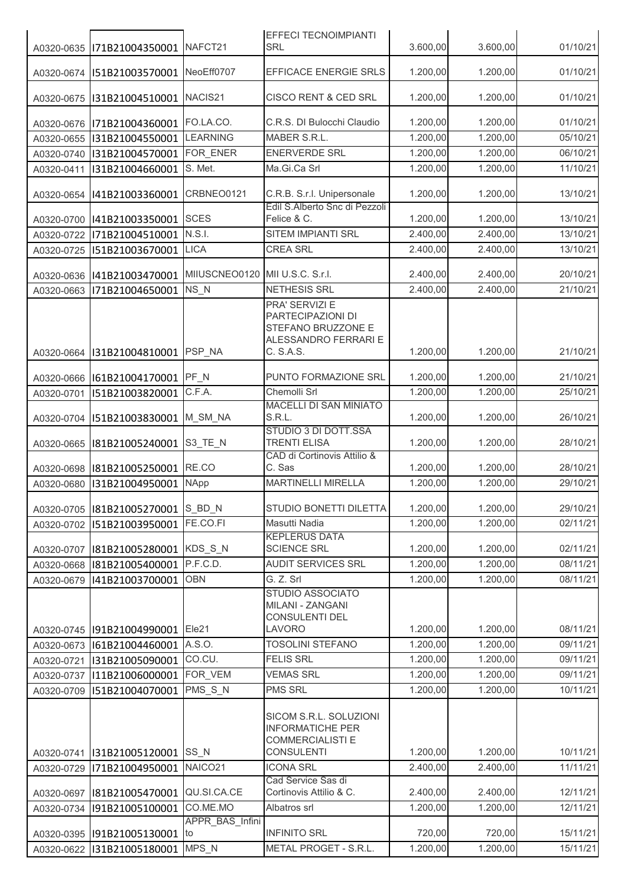| | | | | | | |
|---|---|---|---|---|---|---|
| A0320-0635 | I71B21004350001 | NAFCT21 | EFFECI TECNOIMPIANTI SRL | 3.600,00 | 3.600,00 | 01/10/21 |
| A0320-0674 | I51B21003570001 | NeoEff0707 | EFFICACE ENERGIE SRLS | 1.200,00 | 1.200,00 | 01/10/21 |
| A0320-0675 | I31B21004510001 | NACIS21 | CISCO RENT & CED SRL | 1.200,00 | 1.200,00 | 01/10/21 |
| A0320-0676 | I71B21004360001 | FO.LA.CO. | C.R.S. DI Bulocchi Claudio | 1.200,00 | 1.200,00 | 01/10/21 |
| A0320-0655 | I31B21004550001 | LEARNING | MABER S.R.L. | 1.200,00 | 1.200,00 | 05/10/21 |
| A0320-0740 | I31B21004570001 | FOR_ENER | ENERVERDE SRL | 1.200,00 | 1.200,00 | 06/10/21 |
| A0320-0411 | I31B21004660001 | S. Met. | Ma.Gi.Ca Srl | 1.200,00 | 1.200,00 | 11/10/21 |
| A0320-0654 | I41B21003360001 | CRBNEO0121 | C.R.B. S.r.l. Unipersonale | 1.200,00 | 1.200,00 | 13/10/21 |
| A0320-0700 | I41B21003350001 | SCES | Edil S.Alberto Snc di Pezzoli Felice & C. | 1.200,00 | 1.200,00 | 13/10/21 |
| A0320-0722 | I71B21004510001 | N.S.I. | SITEM IMPIANTI SRL | 2.400,00 | 2.400,00 | 13/10/21 |
| A0320-0725 | I51B21003670001 | LICA | CREA SRL | 2.400,00 | 2.400,00 | 13/10/21 |
| A0320-0636 | I41B21003470001 | MIIUSCNEO0120 | MII U.S.C. S.r.l. | 2.400,00 | 2.400,00 | 20/10/21 |
| A0320-0663 | I71B21004650001 | NS_N | NETHESIS SRL | 2.400,00 | 2.400,00 | 21/10/21 |
| A0320-0664 | I31B21004810001 | PSP_NA | PRA' SERVIZI E PARTECIPAZIONI DI STEFANO BRUZZONE E ALESSANDRO FERRARI E C. S.A.S. | 1.200,00 | 1.200,00 | 21/10/21 |
| A0320-0666 | I61B21004170001 | PF_N | PUNTO FORMAZIONE SRL | 1.200,00 | 1.200,00 | 21/10/21 |
| A0320-0701 | I51B21003820001 | C.F.A. | Chemolli Srl | 1.200,00 | 1.200,00 | 25/10/21 |
| A0320-0704 | I51B21003830001 | M_SM_NA | MACELLI DI SAN MINIATO S.R.L. | 1.200,00 | 1.200,00 | 26/10/21 |
| A0320-0665 | I81B21005240001 | S3_TE_N | STUDIO 3 DI DOTT.SSA TRENTI ELISA | 1.200,00 | 1.200,00 | 28/10/21 |
| A0320-0698 | I81B21005250001 | RE.CO | CAD di Cortinovis Attilio & C. Sas | 1.200,00 | 1.200,00 | 28/10/21 |
| A0320-0680 | I31B21004950001 | NApp | MARTINELLI MIRELLA | 1.200,00 | 1.200,00 | 29/10/21 |
| A0320-0705 | I81B21005270001 | S_BD_N | STUDIO BONETTI DILETTA | 1.200,00 | 1.200,00 | 29/10/21 |
| A0320-0702 | I51B21003950001 | FE.CO.FI | Masutti Nadia | 1.200,00 | 1.200,00 | 02/11/21 |
| A0320-0707 | I81B21005280001 | KDS_S_N | KEPLERUS DATA SCIENCE SRL | 1.200,00 | 1.200,00 | 02/11/21 |
| A0320-0668 | I81B21005400001 | P.F.C.D. | AUDIT SERVICES SRL | 1.200,00 | 1.200,00 | 08/11/21 |
| A0320-0679 | I41B21003700001 | OBN | G. Z. Srl | 1.200,00 | 1.200,00 | 08/11/21 |
| A0320-0745 | I91B21004990001 | Ele21 | STUDIO ASSOCIATO MILANI - ZANGANI CONSULENTI DEL LAVORO | 1.200,00 | 1.200,00 | 08/11/21 |
| A0320-0673 | I61B21004460001 | A.S.O. | TOSOLINI STEFANO | 1.200,00 | 1.200,00 | 09/11/21 |
| A0320-0721 | I31B21005090001 | CO.CU. | FELIS SRL | 1.200,00 | 1.200,00 | 09/11/21 |
| A0320-0737 | I11B21006000001 | FOR_VEM | VEMAS SRL | 1.200,00 | 1.200,00 | 09/11/21 |
| A0320-0709 | I51B21004070001 | PMS_S_N | PMS SRL | 1.200,00 | 1.200,00 | 10/11/21 |
| A0320-0741 | I31B21005120001 | SS_N | SICOM S.R.L. SOLUZIONI INFORMATICHE PER COMMERCIALISTI E CONSULENTI | 1.200,00 | 1.200,00 | 10/11/21 |
| A0320-0729 | I71B21004950001 | NAICO21 | ICONA SRL | 2.400,00 | 2.400,00 | 11/11/21 |
| A0320-0697 | I81B21005470001 | QU.SI.CA.CE | Cad Service Sas di Cortinovis Attilio & C. | 2.400,00 | 2.400,00 | 12/11/21 |
| A0320-0734 | I91B21005100001 | CO.ME.MO | Albatros srl | 1.200,00 | 1.200,00 | 12/11/21 |
| A0320-0395 | I91B21005130001 | APPR_BAS_Infinito | INFINITO SRL | 720,00 | 720,00 | 15/11/21 |
| A0320-0622 | I31B21005180001 | MPS_N | METAL PROGET - S.R.L. | 1.200,00 | 1.200,00 | 15/11/21 |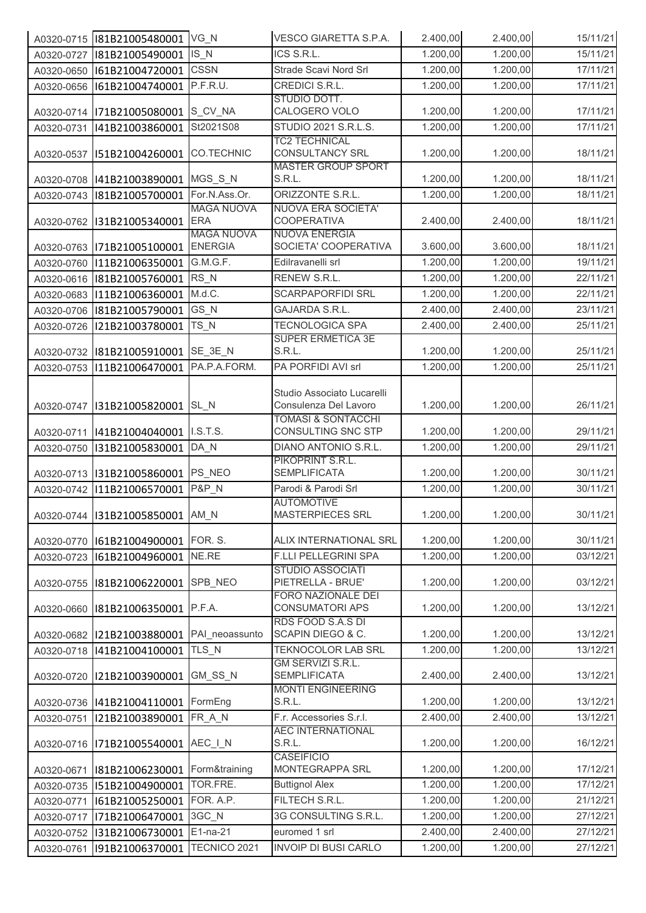| | | | | | | |
|---|---|---|---|---|---|---|
| A0320-0715 | I81B21005480001 | VG_N | VESCO GIARETTA S.P.A. | 2.400,00 | 2.400,00 | 15/11/21 |
| A0320-0727 | I81B21005490001 | IS_N | ICS S.R.L. | 1.200,00 | 1.200,00 | 15/11/21 |
| A0320-0650 | I61B21004720001 | CSSN | Strade Scavi Nord Srl | 1.200,00 | 1.200,00 | 17/11/21 |
| A0320-0656 | I61B21004740001 | P.F.R.U. | CREDICI S.R.L. | 1.200,00 | 1.200,00 | 17/11/21 |
| A0320-0714 | I71B21005080001 | S_CV_NA | STUDIO DOTT. CALOGERO VOLO | 1.200,00 | 1.200,00 | 17/11/21 |
| A0320-0731 | I41B21003860001 | St2021S08 | STUDIO 2021 S.R.L.S. | 1.200,00 | 1.200,00 | 17/11/21 |
| A0320-0537 | I51B21004260001 | CO.TECHNIC | TC2 TECHNICAL CONSULTANCY SRL | 1.200,00 | 1.200,00 | 18/11/21 |
| A0320-0708 | I41B21003890001 | MGS_S_N | MASTER GROUP SPORT S.R.L. | 1.200,00 | 1.200,00 | 18/11/21 |
| A0320-0743 | I81B21005700001 | For.N.Ass.Or. | ORIZZONTE S.R.L. | 1.200,00 | 1.200,00 | 18/11/21 |
| A0320-0762 | I31B21005340001 | MAGA NUOVA ERA | NUOVA ERA SOCIETA' COOPERATIVA | 2.400,00 | 2.400,00 | 18/11/21 |
| A0320-0763 | I71B21005100001 | MAGA NUOVA ENERGIA | NUOVA ENERGIA SOCIETA' COOPERATIVA | 3.600,00 | 3.600,00 | 18/11/21 |
| A0320-0760 | I11B21006350001 | G.M.G.F. | Edilravanelli srl | 1.200,00 | 1.200,00 | 19/11/21 |
| A0320-0616 | I81B21005760001 | RS_N | RENEW S.R.L. | 1.200,00 | 1.200,00 | 22/11/21 |
| A0320-0683 | I11B21006360001 | M.d.C. | SCARPAPORFIDI SRL | 1.200,00 | 1.200,00 | 22/11/21 |
| A0320-0706 | I81B21005790001 | GS_N | GAJARDA S.R.L. | 2.400,00 | 2.400,00 | 23/11/21 |
| A0320-0726 | I21B21003780001 | TS_N | TECNOLOGICA SPA | 2.400,00 | 2.400,00 | 25/11/21 |
| A0320-0732 | I81B21005910001 | SE_3E_N | SUPER ERMETICA 3E S.R.L. | 1.200,00 | 1.200,00 | 25/11/21 |
| A0320-0753 | I11B21006470001 | PA.P.A.FORM. | PA PORFIDI AVI srl | 1.200,00 | 1.200,00 | 25/11/21 |
| A0320-0747 | I31B21005820001 | SL_N | Studio Associato Lucarelli Consulenza Del Lavoro | 1.200,00 | 1.200,00 | 26/11/21 |
| A0320-0711 | I41B21004040001 | I.S.T.S. | TOMASI & SONTACCHI CONSULTING SNC STP | 1.200,00 | 1.200,00 | 29/11/21 |
| A0320-0750 | I31B21005830001 | DA_N | DIANO ANTONIO S.R.L. | 1.200,00 | 1.200,00 | 29/11/21 |
| A0320-0713 | I31B21005860001 | PS_NEO | PIKOPRINT S.R.L. SEMPLIFICATA | 1.200,00 | 1.200,00 | 30/11/21 |
| A0320-0742 | I11B21006570001 | P&P_N | Parodi & Parodi Srl | 1.200,00 | 1.200,00 | 30/11/21 |
| A0320-0744 | I31B21005850001 | AM_N | AUTOMOTIVE MASTERPIECES SRL | 1.200,00 | 1.200,00 | 30/11/21 |
| A0320-0770 | I61B21004900001 | FOR. S. | ALIX INTERNATIONAL SRL | 1.200,00 | 1.200,00 | 30/11/21 |
| A0320-0723 | I61B21004960001 | NE.RE | F.LLI PELLEGRINI SPA | 1.200,00 | 1.200,00 | 03/12/21 |
| A0320-0755 | I81B21006220001 | SPB_NEO | STUDIO ASSOCIATI PIETRELLA - BRUE' | 1.200,00 | 1.200,00 | 03/12/21 |
| A0320-0660 | I81B21006350001 | P.F.A. | FORO NAZIONALE DEI CONSUMATORI APS | 1.200,00 | 1.200,00 | 13/12/21 |
| A0320-0682 | I21B21003880001 | PAI_neoassunto | RDS FOOD S.A.S DI SCAPIN DIEGO & C. | 1.200,00 | 1.200,00 | 13/12/21 |
| A0320-0718 | I41B21004100001 | TLS_N | TEKNOCOLOR LAB SRL | 1.200,00 | 1.200,00 | 13/12/21 |
| A0320-0720 | I21B21003900001 | GM_SS_N | GM SERVIZI S.R.L. SEMPLIFICATA | 2.400,00 | 2.400,00 | 13/12/21 |
| A0320-0736 | I41B21004110001 | FormEng | MONTI ENGINEERING S.R.L. | 1.200,00 | 1.200,00 | 13/12/21 |
| A0320-0751 | I21B21003890001 | FR_A_N | F.r. Accessories S.r.l. | 2.400,00 | 2.400,00 | 13/12/21 |
| A0320-0716 | I71B21005540001 | AEC_I_N | AEC INTERNATIONAL S.R.L. | 1.200,00 | 1.200,00 | 16/12/21 |
| A0320-0671 | I81B21006230001 | Form&training | CASEIFICIO MONTEGRAPPA SRL | 1.200,00 | 1.200,00 | 17/12/21 |
| A0320-0735 | I51B21004900001 | TOR.FRE. | Buttignol Alex | 1.200,00 | 1.200,00 | 17/12/21 |
| A0320-0771 | I61B21005250001 | FOR. A.P. | FILTECH S.R.L. | 1.200,00 | 1.200,00 | 21/12/21 |
| A0320-0717 | I71B21006470001 | 3GC_N | 3G CONSULTING S.R.L. | 1.200,00 | 1.200,00 | 27/12/21 |
| A0320-0752 | I31B21006730001 | E1-na-21 | euromed 1 srl | 2.400,00 | 2.400,00 | 27/12/21 |
| A0320-0761 | I91B21006370001 | TECNICO 2021 | INVOIP DI BUSI CARLO | 1.200,00 | 1.200,00 | 27/12/21 |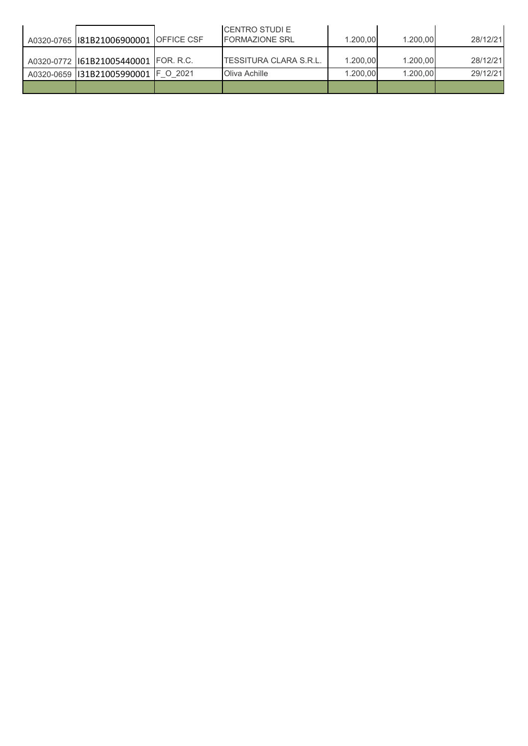| | | | | | | |
|---|---|---|---|---|---|---|
| A0320-0765 | I81B21006900001 | OFFICE CSF | CENTRO STUDI E FORMAZIONE SRL | 1.200,00 | 1.200,00 | 28/12/21 |
| A0320-0772 | I61B21005440001 | FOR. R.C. | TESSITURA CLARA S.R.L. | 1.200,00 | 1.200,00 | 28/12/21 |
| A0320-0659 | I31B21005990001 | F_O_2021 | Oliva Achille | 1.200,00 | 1.200,00 | 29/12/21 |
| | | | | | | |